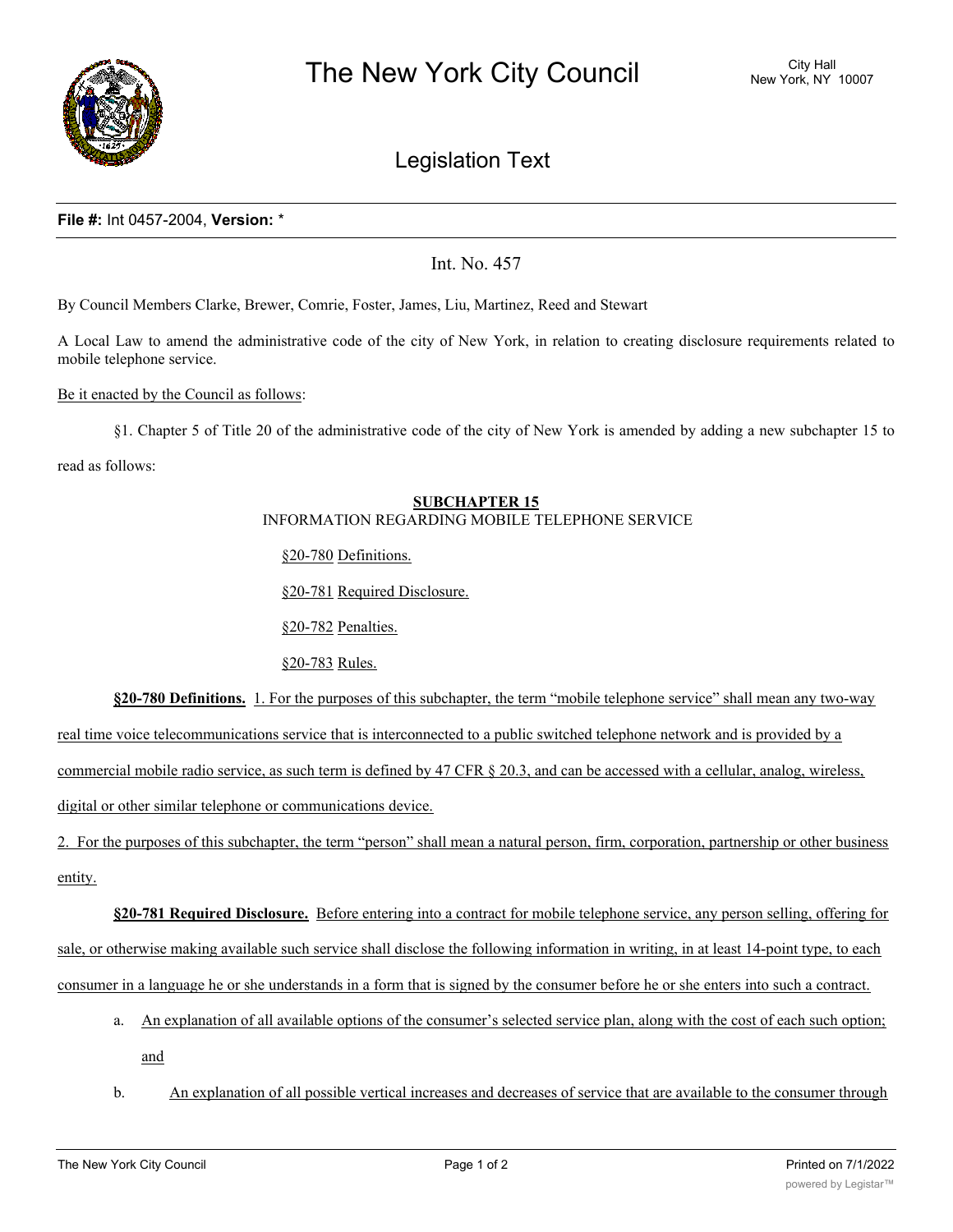# The New York City Council

City Hall
New York, NY 10007

## Legislation Text

**File #:** Int 0457-2004, **Version:** *

Int. No. 457

By Council Members Clarke, Brewer, Comrie, Foster, James, Liu, Martinez, Reed and Stewart

A Local Law to amend the administrative code of the city of New York, in relation to creating disclosure requirements related to mobile telephone service.

Be it enacted by the Council as follows:

§1. Chapter 5 of Title 20 of the administrative code of the city of New York is amended by adding a new subchapter 15 to read as follows:

**SUBCHAPTER 15**
INFORMATION REGARDING MOBILE TELEPHONE SERVICE

§20-780 Definitions.

§20-781 Required Disclosure.

§20-782 Penalties.

§20-783 Rules.

**§20-780 Definitions.** 1. For the purposes of this subchapter, the term "mobile telephone service" shall mean any two-way real time voice telecommunications service that is interconnected to a public switched telephone network and is provided by a commercial mobile radio service, as such term is defined by 47 CFR § 20.3, and can be accessed with a cellular, analog, wireless, digital or other similar telephone or communications device.

2. For the purposes of this subchapter, the term "person" shall mean a natural person, firm, corporation, partnership or other business entity.

**§20-781 Required Disclosure.** Before entering into a contract for mobile telephone service, any person selling, offering for sale, or otherwise making available such service shall disclose the following information in writing, in at least 14-point type, to each consumer in a language he or she understands in a form that is signed by the consumer before he or she enters into such a contract.

a. An explanation of all available options of the consumer's selected service plan, along with the cost of each such option; and

b. An explanation of all possible vertical increases and decreases of service that are available to the consumer through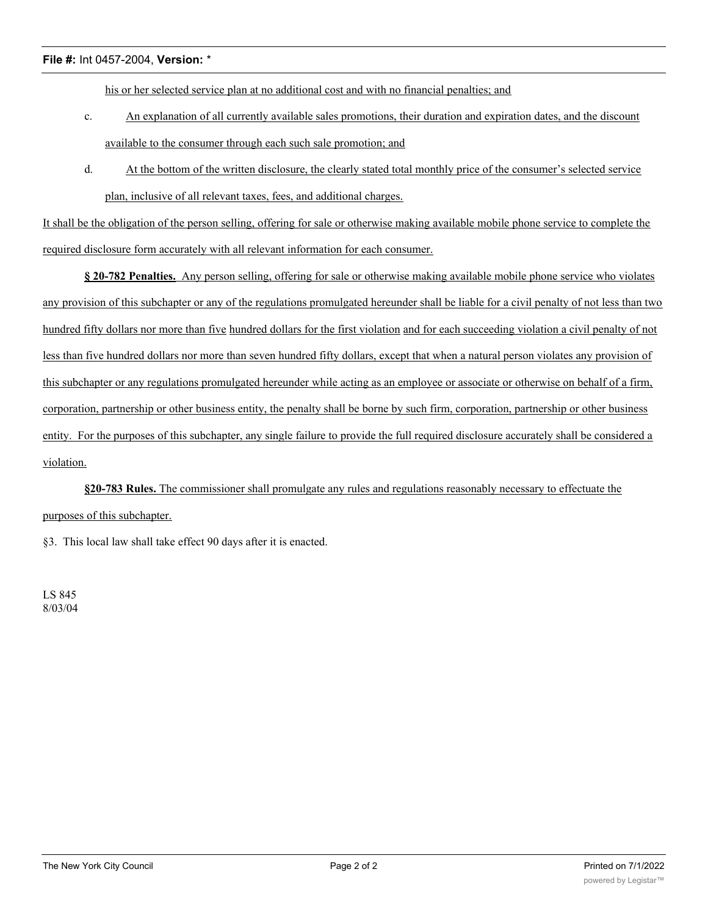his or her selected service plan at no additional cost and with no financial penalties; and

c. An explanation of all currently available sales promotions, their duration and expiration dates, and the discount available to the consumer through each such sale promotion; and

d. At the bottom of the written disclosure, the clearly stated total monthly price of the consumer's selected service plan, inclusive of all relevant taxes, fees, and additional charges.

It shall be the obligation of the person selling, offering for sale or otherwise making available mobile phone service to complete the required disclosure form accurately with all relevant information for each consumer.

**§ 20-782 Penalties.** Any person selling, offering for sale or otherwise making available mobile phone service who violates any provision of this subchapter or any of the regulations promulgated hereunder shall be liable for a civil penalty of not less than two hundred fifty dollars nor more than five hundred dollars for the first violation and for each succeeding violation a civil penalty of not less than five hundred dollars nor more than seven hundred fifty dollars, except that when a natural person violates any provision of this subchapter or any regulations promulgated hereunder while acting as an employee or associate or otherwise on behalf of a firm, corporation, partnership or other business entity, the penalty shall be borne by such firm, corporation, partnership or other business entity. For the purposes of this subchapter, any single failure to provide the full required disclosure accurately shall be considered a violation.

**§20-783 Rules.** The commissioner shall promulgate any rules and regulations reasonably necessary to effectuate the purposes of this subchapter.

§3. This local law shall take effect 90 days after it is enacted.

LS 845
8/03/04